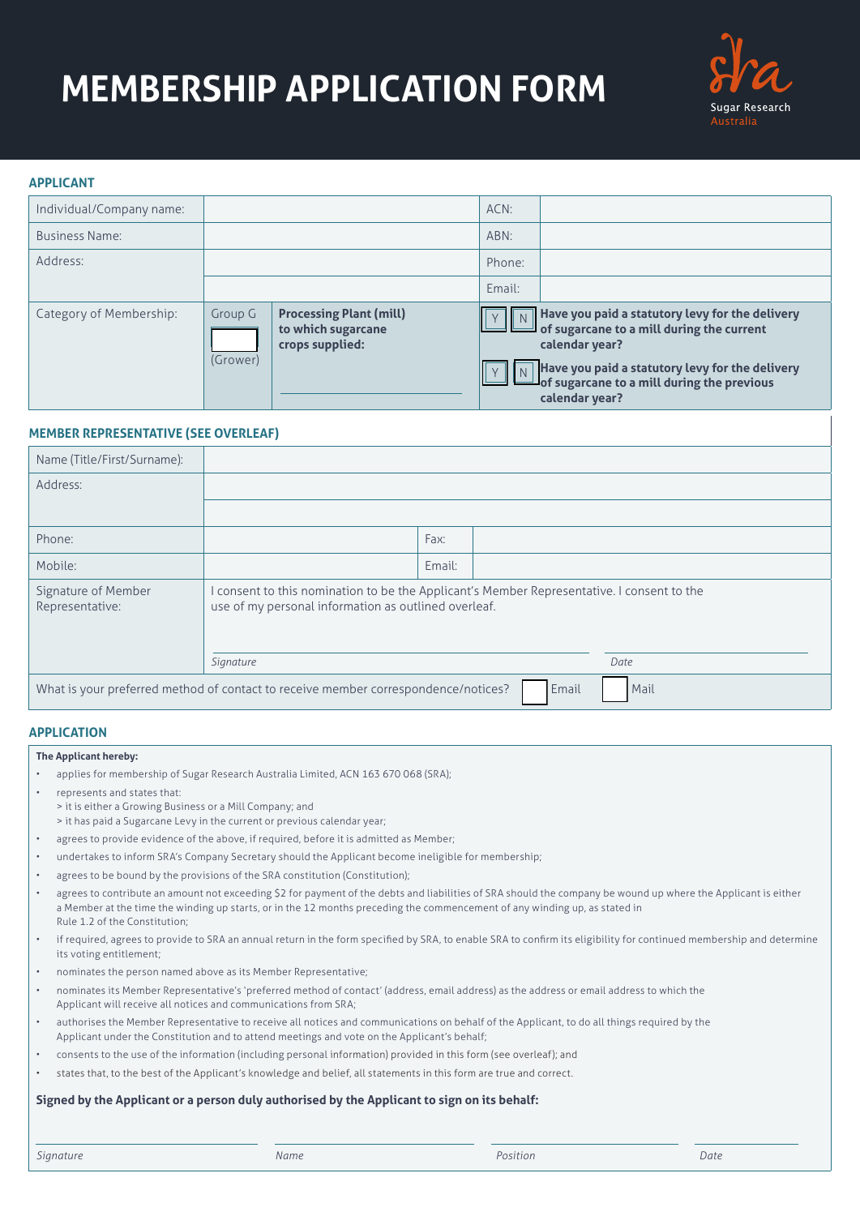# MEMBERSHIP APPLICATION FORM

Sugar Research Australia

## APPLICANT

| | | | |
|---|---|---|---|
| Individual/Company name: | | ACN: | |
| Business Name: | | ABN: | |
| Address: | | Phone: | |
| | | Email: | |

| | | | |
|---|---|---|---|
| Category of Membership: | Group G ☐ (Grower) | **Processing Plant (mill) to which sugarcane crops supplied:** | ☐ Y ☐ N **Have you paid a statutory levy for the delivery of sugarcane to a mill during the current calendar year?** ☐ Y ☐ N **Have you paid a statutory levy for the delivery of sugarcane to a mill during the previous calendar year?** |

## MEMBER REPRESENTATIVE (SEE OVERLEAF)

| | | | |
|---|---|---|---|
| Name (Title/First/Surname): | | | |
| Address: | | | |
| Phone: | | Fax: | |
| Mobile: | | Email: | |
| Signature of Member Representative: | I consent to this nomination to be the Applicant's Member Representative. I consent to the use of my personal information as outlined overleaf. *Signature* *Date* | | |

What is your preferred method of contact to receive member correspondence/notices? ☐ Email ☐ Mail

## APPLICATION

**The Applicant hereby:**

- applies for membership of Sugar Research Australia Limited, ACN 163 670 068 (SRA);
- represents and states that:
  > it is either a Growing Business or a Mill Company; and
  > it has paid a Sugarcane Levy in the current or previous calendar year;
- agrees to provide evidence of the above, if required, before it is admitted as Member;
- undertakes to inform SRA's Company Secretary should the Applicant become ineligible for membership;
- agrees to be bound by the provisions of the SRA constitution (Constitution);
- agrees to contribute an amount not exceeding $2 for payment of the debts and liabilities of SRA should the company be wound up where the Applicant is either a Member at the time the winding up starts, or in the 12 months preceding the commencement of any winding up, as stated in Rule 1.2 of the Constitution;
- if required, agrees to provide to SRA an annual return in the form specified by SRA, to enable SRA to confirm its eligibility for continued membership and determine its voting entitlement;
- nominates the person named above as its Member Representative;
- nominates its Member Representative's 'preferred method of contact' (address, email address) as the address or email address to which the Applicant will receive all notices and communications from SRA;
- authorises the Member Representative to receive all notices and communications on behalf of the Applicant, to do all things required by the Applicant under the Constitution and to attend meetings and vote on the Applicant's behalf;
- consents to the use of the information (including personal information) provided in this form (see overleaf); and
- states that, to the best of the Applicant's knowledge and belief, all statements in this form are true and correct.

**Signed by the Applicant or a person duly authorised by the Applicant to sign on its behalf:**

*Signature* *Name* *Position* *Date*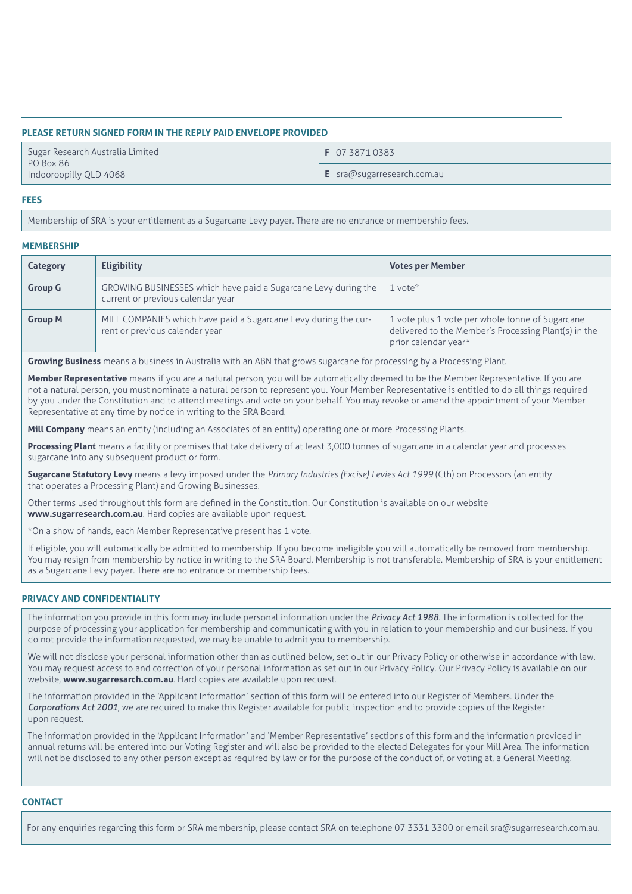## PLEASE RETURN SIGNED FORM IN THE REPLY PAID ENVELOPE PROVIDED

| | |
|---|---|
| Sugar Research Australia Limited<br>PO Box 86<br>Indooroopilly QLD 4068 | **F** 07 3871 0383 |
| | **E** sra@sugarresearch.com.au |

## FEES

Membership of SRA is your entitlement as a Sugarcane Levy payer. There are no entrance or membership fees.

## MEMBERSHIP

| Category | Eligibility | Votes per Member |
|---|---|---|
| **Group G** | GROWING BUSINESSES which have paid a Sugarcane Levy during the current or previous calendar year | 1 vote* |
| **Group M** | MILL COMPANIES which have paid a Sugarcane Levy during the current or previous calendar year | 1 vote plus 1 vote per whole tonne of Sugarcane delivered to the Member's Processing Plant(s) in the prior calendar year* |

**Growing Business** means a business in Australia with an ABN that grows sugarcane for processing by a Processing Plant.

**Member Representative** means if you are a natural person, you will be automatically deemed to be the Member Representative. If you are not a natural person, you must nominate a natural person to represent you. Your Member Representative is entitled to do all things required by you under the Constitution and to attend meetings and vote on your behalf. You may revoke or amend the appointment of your Member Representative at any time by notice in writing to the SRA Board.

**Mill Company** means an entity (including an Associates of an entity) operating one or more Processing Plants.

**Processing Plant** means a facility or premises that take delivery of at least 3,000 tonnes of sugarcane in a calendar year and processes sugarcane into any subsequent product or form.

**Sugarcane Statutory Levy** means a levy imposed under the *Primary Industries (Excise) Levies Act 1999* (Cth) on Processors (an entity that operates a Processing Plant) and Growing Businesses.

Other terms used throughout this form are defined in the Constitution. Our Constitution is available on our website **www.sugarresearch.com.au**. Hard copies are available upon request.

*On a show of hands, each Member Representative present has 1 vote.

If eligible, you will automatically be admitted to membership. If you become ineligible you will automatically be removed from membership. You may resign from membership by notice in writing to the SRA Board. Membership is not transferable. Membership of SRA is your entitlement as a Sugarcane Levy payer. There are no entrance or membership fees.

## PRIVACY AND CONFIDENTIALITY

The information you provide in this form may include personal information under the ***Privacy Act 1988***. The information is collected for the purpose of processing your application for membership and communicating with you in relation to your membership and our business. If you do not provide the information requested, we may be unable to admit you to membership.

We will not disclose your personal information other than as outlined below, set out in our Privacy Policy or otherwise in accordance with law. You may request access to and correction of your personal information as set out in our Privacy Policy. Our Privacy Policy is available on our website, **www.sugarresarch.com.au**. Hard copies are available upon request.

The information provided in the 'Applicant Information' section of this form will be entered into our Register of Members. Under the ***Corporations Act 2001***, we are required to make this Register available for public inspection and to provide copies of the Register upon request.

The information provided in the 'Applicant Information' and 'Member Representative' sections of this form and the information provided in annual returns will be entered into our Voting Register and will also be provided to the elected Delegates for your Mill Area. The information will not be disclosed to any other person except as required by law or for the purpose of the conduct of, or voting at, a General Meeting.

## CONTACT

For any enquiries regarding this form or SRA membership, please contact SRA on telephone 07 3331 3300 or email sra@sugarresearch.com.au.